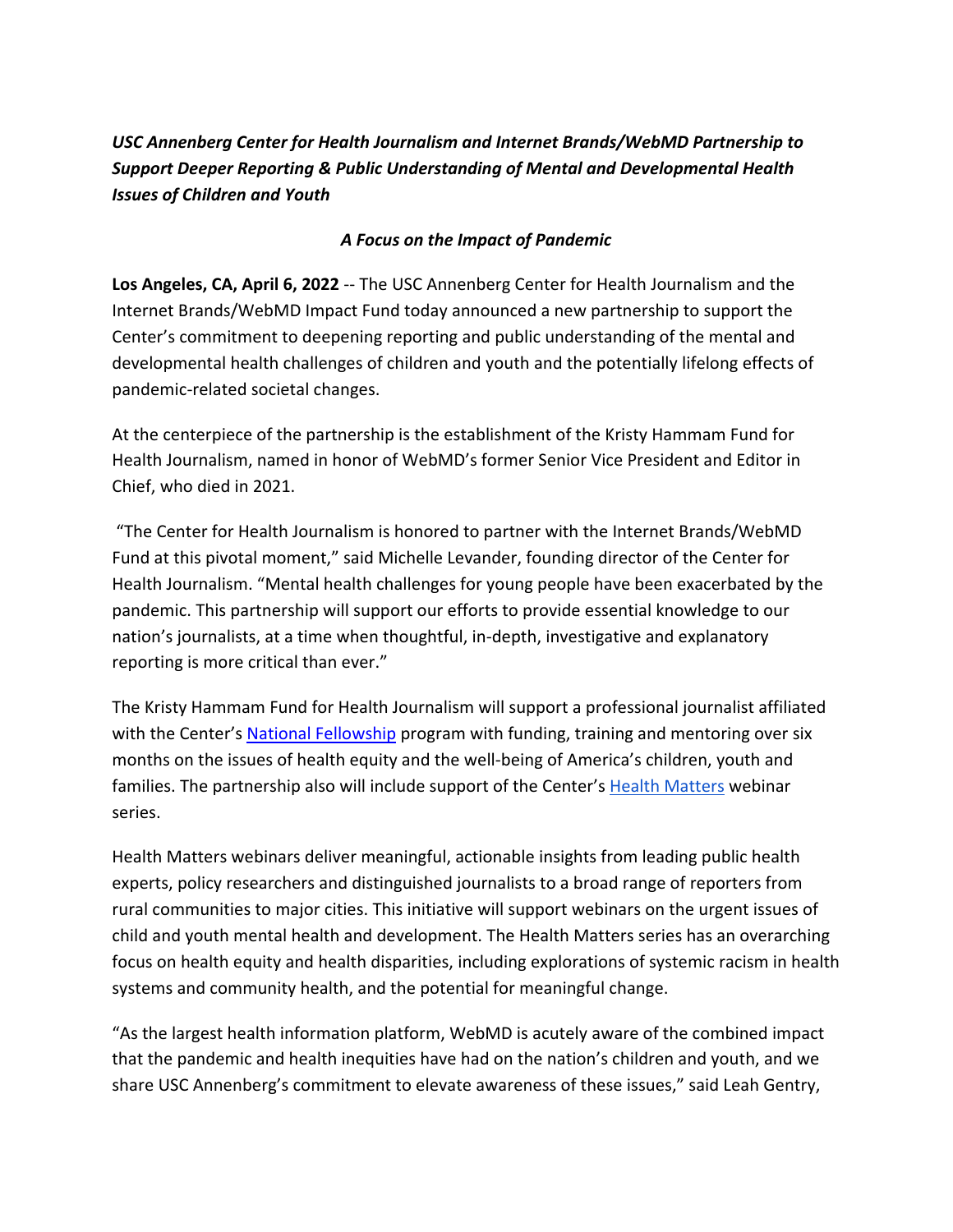***USC Annenberg Center for Health Journalism and Internet Brands/WebMD Partnership to Support Deeper Reporting & Public Understanding of Mental and Developmental Health Issues of Children and Youth***

***A Focus on the Impact of Pandemic***

**Los Angeles, CA, April 6, 2022** -- The USC Annenberg Center for Health Journalism and the Internet Brands/WebMD Impact Fund today announced a new partnership to support the Center's commitment to deepening reporting and public understanding of the mental and developmental health challenges of children and youth and the potentially lifelong effects of pandemic-related societal changes.

At the centerpiece of the partnership is the establishment of the Kristy Hammam Fund for Health Journalism, named in honor of WebMD's former Senior Vice President and Editor in Chief, who died in 2021.

"The Center for Health Journalism is honored to partner with the Internet Brands/WebMD Fund at this pivotal moment," said Michelle Levander, founding director of the Center for Health Journalism. "Mental health challenges for young people have been exacerbated by the pandemic. This partnership will support our efforts to provide essential knowledge to our nation's journalists, at a time when thoughtful, in-depth, investigative and explanatory reporting is more critical than ever."

The Kristy Hammam Fund for Health Journalism will support a professional journalist affiliated with the Center's National Fellowship program with funding, training and mentoring over six months on the issues of health equity and the well-being of America's children, youth and families. The partnership also will include support of the Center's Health Matters webinar series.

Health Matters webinars deliver meaningful, actionable insights from leading public health experts, policy researchers and distinguished journalists to a broad range of reporters from rural communities to major cities. This initiative will support webinars on the urgent issues of child and youth mental health and development. The Health Matters series has an overarching focus on health equity and health disparities, including explorations of systemic racism in health systems and community health, and the potential for meaningful change.

"As the largest health information platform, WebMD is acutely aware of the combined impact that the pandemic and health inequities have had on the nation's children and youth, and we share USC Annenberg's commitment to elevate awareness of these issues," said Leah Gentry,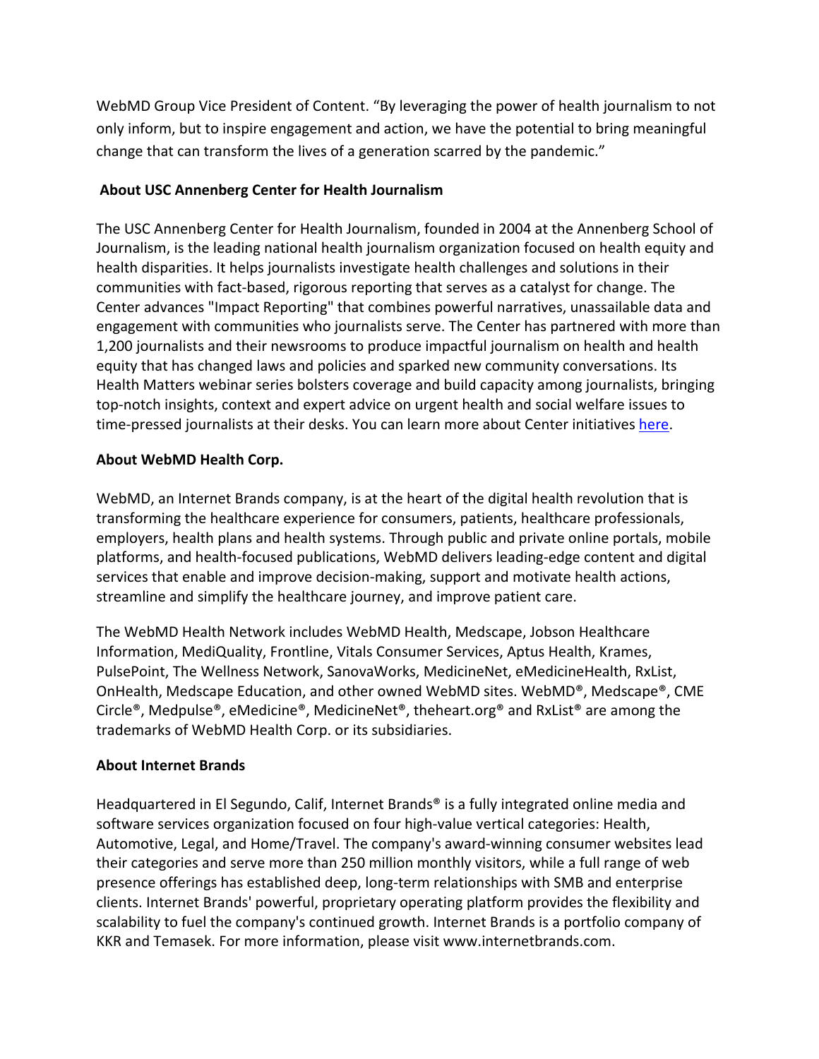WebMD Group Vice President of Content. "By leveraging the power of health journalism to not only inform, but to inspire engagement and action, we have the potential to bring meaningful change that can transform the lives of a generation scarred by the pandemic."

**About USC Annenberg Center for Health Journalism**

The USC Annenberg Center for Health Journalism, founded in 2004 at the Annenberg School of Journalism, is the leading national health journalism organization focused on health equity and health disparities. It helps journalists investigate health challenges and solutions in their communities with fact-based, rigorous reporting that serves as a catalyst for change. The Center advances "Impact Reporting" that combines powerful narratives, unassailable data and engagement with communities who journalists serve. The Center has partnered with more than 1,200 journalists and their newsrooms to produce impactful journalism on health and health equity that has changed laws and policies and sparked new community conversations. Its Health Matters webinar series bolsters coverage and build capacity among journalists, bringing top-notch insights, context and expert advice on urgent health and social welfare issues to time-pressed journalists at their desks. You can learn more about Center initiatives here.

**About WebMD Health Corp.**

WebMD, an Internet Brands company, is at the heart of the digital health revolution that is transforming the healthcare experience for consumers, patients, healthcare professionals, employers, health plans and health systems. Through public and private online portals, mobile platforms, and health-focused publications, WebMD delivers leading-edge content and digital services that enable and improve decision-making, support and motivate health actions, streamline and simplify the healthcare journey, and improve patient care.

The WebMD Health Network includes WebMD Health, Medscape, Jobson Healthcare Information, MediQuality, Frontline, Vitals Consumer Services, Aptus Health, Krames, PulsePoint, The Wellness Network, SanovaWorks, MedicineNet, eMedicineHealth, RxList, OnHealth, Medscape Education, and other owned WebMD sites. WebMD®, Medscape®, CME Circle®, Medpulse®, eMedicine®, MedicineNet®, theheart.org® and RxList® are among the trademarks of WebMD Health Corp. or its subsidiaries.

**About Internet Brands**

Headquartered in El Segundo, Calif, Internet Brands® is a fully integrated online media and software services organization focused on four high-value vertical categories: Health, Automotive, Legal, and Home/Travel. The company's award-winning consumer websites lead their categories and serve more than 250 million monthly visitors, while a full range of web presence offerings has established deep, long-term relationships with SMB and enterprise clients. Internet Brands' powerful, proprietary operating platform provides the flexibility and scalability to fuel the company's continued growth. Internet Brands is a portfolio company of KKR and Temasek. For more information, please visit www.internetbrands.com.